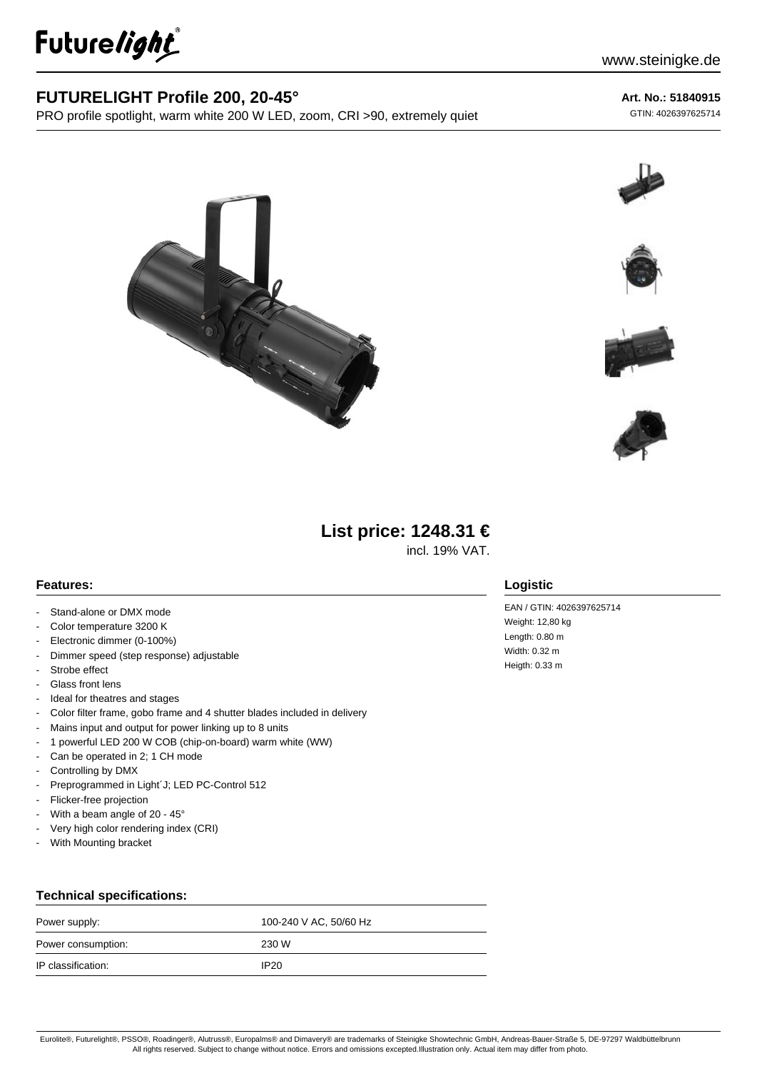Futurelight

www.steinigke.de

# FUTURELIGHT Profile 200, 20-45°

PRO profile spotlight, warm white 200 W LED, zoom, CRI >90, extremely quiet

**Art. No.: 51840915**

GTIN: 4026397625714

**List price: 1248.31 €**

incl. 19% VAT.

## Features:

- Stand-alone or DMX mode
- Color temperature 3200 K
- Electronic dimmer (0-100%)
- Dimmer speed (step response) adjustable
- Strobe effect
- Glass front lens
- Ideal for theatres and stages
- Color filter frame, gobo frame and 4 shutter blades included in delivery
- Mains input and output for power linking up to 8 units
- 1 powerful LED 200 W COB (chip-on-board) warm white (WW)
- Can be operated in 2; 1 CH mode
- Controlling by DMX
- Preprogrammed in Light´J; LED PC-Control 512
- Flicker-free projection
- With a beam angle of 20 - 45°
- Very high color rendering index (CRI)
- With Mounting bracket

## Logistic

EAN / GTIN: 4026397625714
Weight: 12,80 kg
Length: 0.80 m
Width: 0.32 m
Heigth: 0.33 m

## Technical specifications:

| | |
|---|---|
| Power supply: | 100-240 V AC, 50/60 Hz |
| Power consumption: | 230 W |
| IP classification: | IP20 |

Eurolite®, Futurelight®, PSSO®, Roadinger®, Alutruss®, Europalms® and Dimavery® are trademarks of Steinigke Showtechnic GmbH, Andreas-Bauer-Straße 5, DE-97297 Waldbüttelbrunn
All rights reserved. Subject to change without notice. Errors and omissions excepted.Illustration only. Actual item may differ from photo.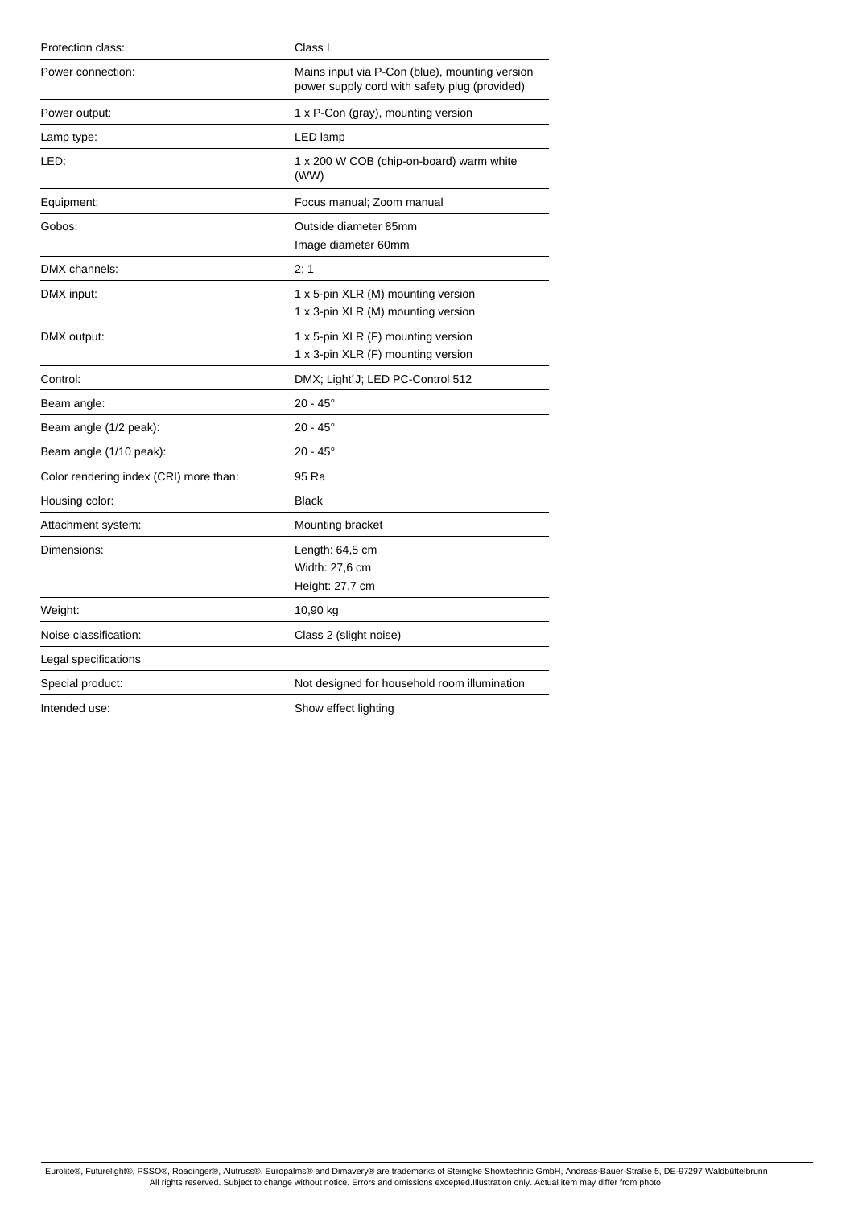| | |
|---|---|
| Protection class: | Class I |
| Power connection: | Mains input via P-Con (blue), mounting version power supply cord with safety plug (provided) |
| Power output: | 1 x P-Con (gray), mounting version |
| Lamp type: | LED lamp |
| LED: | 1 x 200 W COB (chip-on-board) warm white (WW) |
| Equipment: | Focus manual; Zoom manual |
| Gobos: | Outside diameter 85mm<br>Image diameter 60mm |
| DMX channels: | 2; 1 |
| DMX input: | 1 x 5-pin XLR (M) mounting version<br>1 x 3-pin XLR (M) mounting version |
| DMX output: | 1 x 5-pin XLR (F) mounting version<br>1 x 3-pin XLR (F) mounting version |
| Control: | DMX; Light´J; LED PC-Control 512 |
| Beam angle: | 20 - 45° |
| Beam angle (1/2 peak): | 20 - 45° |
| Beam angle (1/10 peak): | 20 - 45° |
| Color rendering index (CRI) more than: | 95 Ra |
| Housing color: | Black |
| Attachment system: | Mounting bracket |
| Dimensions: | Length: 64,5 cm<br>Width: 27,6 cm<br>Height: 27,7 cm |
| Weight: | 10,90 kg |
| Noise classification: | Class 2 (slight noise) |
| Legal specifications | |
| Special product: | Not designed for household room illumination |
| Intended use: | Show effect lighting |

Eurolite®, Futurelight®, PSSO®, Roadinger®, Alutruss®, Europalms® and Dimavery® are trademarks of Steinigke Showtechnic GmbH, Andreas-Bauer-Straße 5, DE-97297 Waldbüttelbrunn
All rights reserved. Subject to change without notice. Errors and omissions excepted.Illustration only. Actual item may differ from photo.